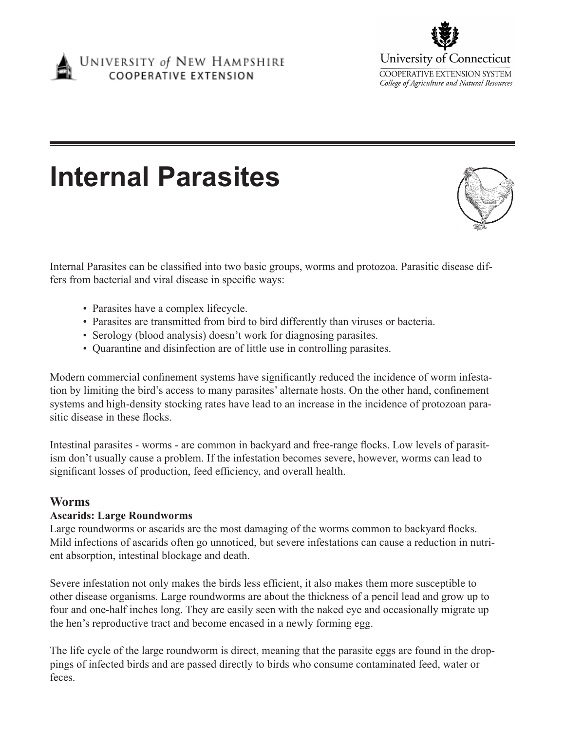UNIVERSITY of NEW HAMPSHIRE
COOPERATIVE EXTENSION

University of Connecticut
COOPERATIVE EXTENSION SYSTEM
*College of Agriculture and Natural Resources*

# Internal Parasites

Internal Parasites can be classified into two basic groups, worms and protozoa. Parasitic disease differs from bacterial and viral disease in specific ways:

- Parasites have a complex lifecycle.
- Parasites are transmitted from bird to bird differently than viruses or bacteria.
- Serology (blood analysis) doesn't work for diagnosing parasites.
- Quarantine and disinfection are of little use in controlling parasites.

Modern commercial confinement systems have significantly reduced the incidence of worm infestation by limiting the bird's access to many parasites' alternate hosts. On the other hand, confinement systems and high-density stocking rates have lead to an increase in the incidence of protozoan parasitic disease in these flocks.

Intestinal parasites - worms - are common in backyard and free-range flocks. Low levels of parasitism don't usually cause a problem. If the infestation becomes severe, however, worms can lead to significant losses of production, feed efficiency, and overall health.

## Worms

### Ascarids: Large Roundworms

Large roundworms or ascarids are the most damaging of the worms common to backyard flocks. Mild infections of ascarids often go unnoticed, but severe infestations can cause a reduction in nutrient absorption, intestinal blockage and death.

Severe infestation not only makes the birds less efficient, it also makes them more susceptible to other disease organisms. Large roundworms are about the thickness of a pencil lead and grow up to four and one-half inches long. They are easily seen with the naked eye and occasionally migrate up the hen's reproductive tract and become encased in a newly forming egg.

The life cycle of the large roundworm is direct, meaning that the parasite eggs are found in the droppings of infected birds and are passed directly to birds who consume contaminated feed, water or feces.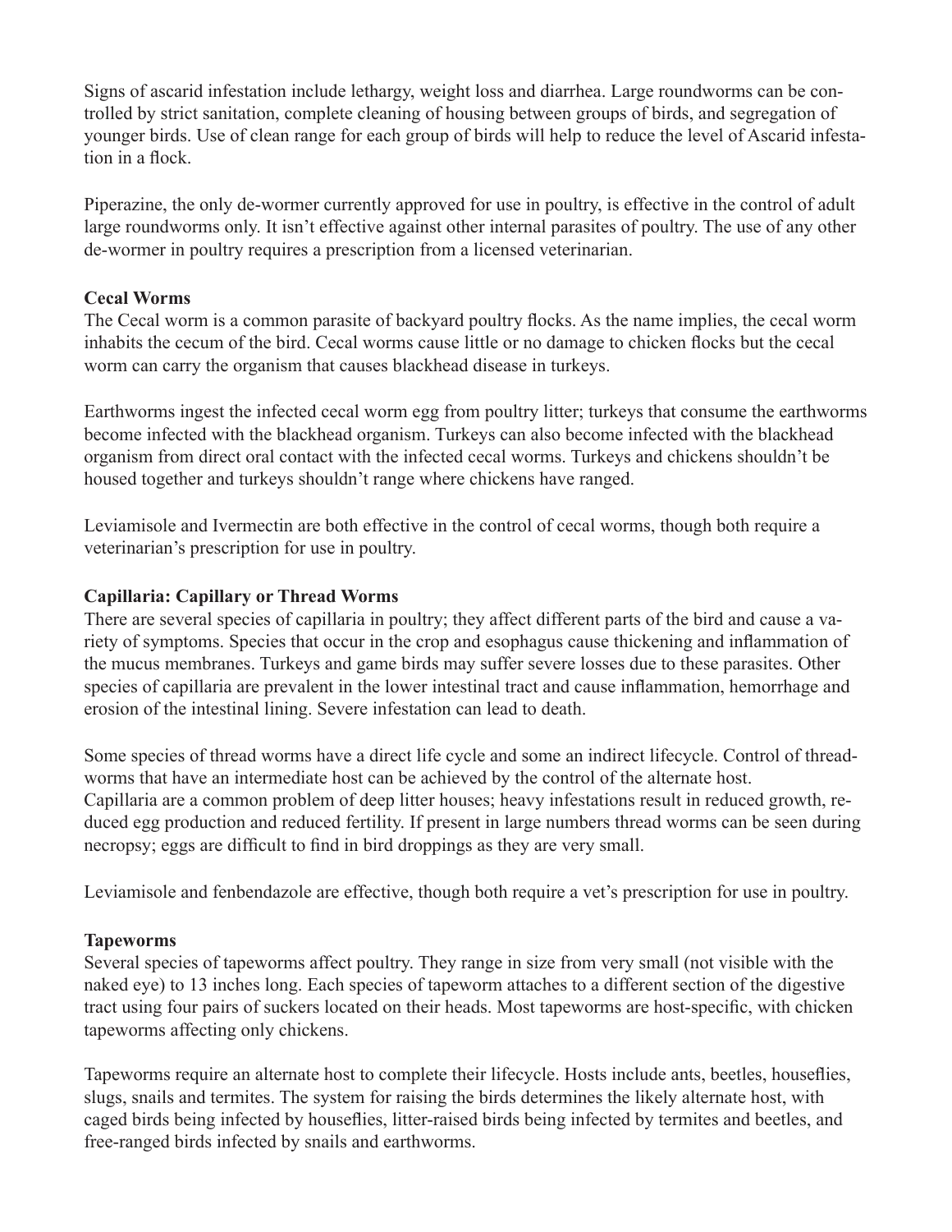Signs of ascarid infestation include lethargy, weight loss and diarrhea. Large roundworms can be controlled by strict sanitation, complete cleaning of housing between groups of birds, and segregation of younger birds. Use of clean range for each group of birds will help to reduce the level of Ascarid infestation in a flock.

Piperazine, the only de-wormer currently approved for use in poultry, is effective in the control of adult large roundworms only. It isn't effective against other internal parasites of poultry. The use of any other de-wormer in poultry requires a prescription from a licensed veterinarian.

**Cecal Worms**

The Cecal worm is a common parasite of backyard poultry flocks. As the name implies, the cecal worm inhabits the cecum of the bird. Cecal worms cause little or no damage to chicken flocks but the cecal worm can carry the organism that causes blackhead disease in turkeys.

Earthworms ingest the infected cecal worm egg from poultry litter; turkeys that consume the earthworms become infected with the blackhead organism. Turkeys can also become infected with the blackhead organism from direct oral contact with the infected cecal worms. Turkeys and chickens shouldn't be housed together and turkeys shouldn't range where chickens have ranged.

Leviamisole and Ivermectin are both effective in the control of cecal worms, though both require a veterinarian's prescription for use in poultry.

**Capillaria: Capillary or Thread Worms**

There are several species of capillaria in poultry; they affect different parts of the bird and cause a variety of symptoms. Species that occur in the crop and esophagus cause thickening and inflammation of the mucus membranes. Turkeys and game birds may suffer severe losses due to these parasites. Other species of capillaria are prevalent in the lower intestinal tract and cause inflammation, hemorrhage and erosion of the intestinal lining. Severe infestation can lead to death.

Some species of thread worms have a direct life cycle and some an indirect lifecycle. Control of threadworms that have an intermediate host can be achieved by the control of the alternate host. Capillaria are a common problem of deep litter houses; heavy infestations result in reduced growth, reduced egg production and reduced fertility. If present in large numbers thread worms can be seen during necropsy; eggs are difficult to find in bird droppings as they are very small.

Leviamisole and fenbendazole are effective, though both require a vet's prescription for use in poultry.

**Tapeworms**

Several species of tapeworms affect poultry. They range in size from very small (not visible with the naked eye) to 13 inches long. Each species of tapeworm attaches to a different section of the digestive tract using four pairs of suckers located on their heads. Most tapeworms are host-specific, with chicken tapeworms affecting only chickens.

Tapeworms require an alternate host to complete their lifecycle. Hosts include ants, beetles, houseflies, slugs, snails and termites. The system for raising the birds determines the likely alternate host, with caged birds being infected by houseflies, litter-raised birds being infected by termites and beetles, and free-ranged birds infected by snails and earthworms.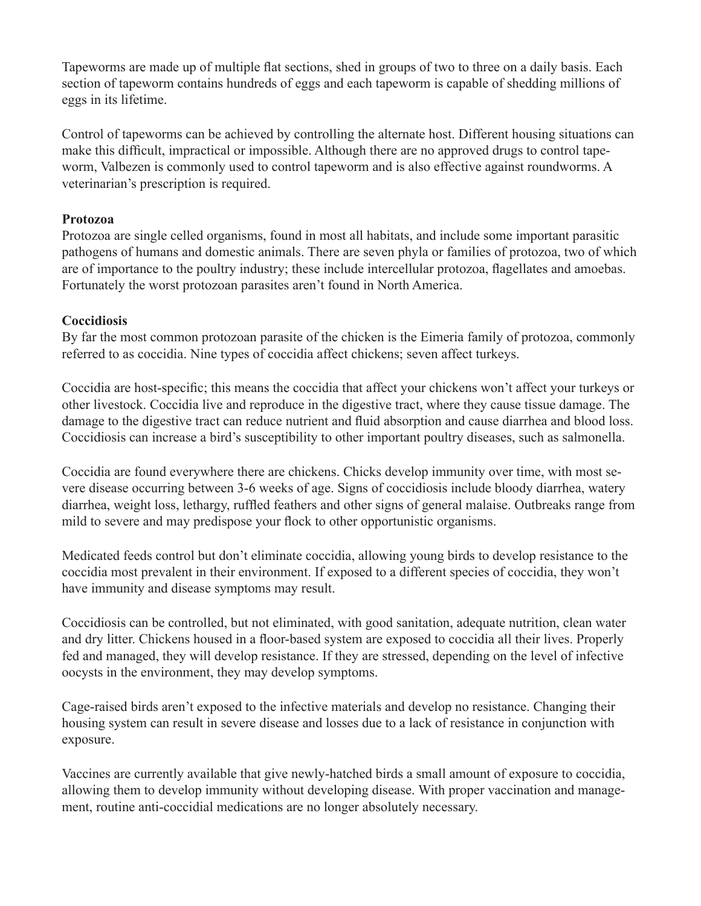Tapeworms are made up of multiple flat sections, shed in groups of two to three on a daily basis. Each section of tapeworm contains hundreds of eggs and each tapeworm is capable of shedding millions of eggs in its lifetime.

Control of tapeworms can be achieved by controlling the alternate host. Different housing situations can make this difficult, impractical or impossible. Although there are no approved drugs to control tapeworm, Valbezen is commonly used to control tapeworm and is also effective against roundworms. A veterinarian's prescription is required.

**Protozoa**

Protozoa are single celled organisms, found in most all habitats, and include some important parasitic pathogens of humans and domestic animals. There are seven phyla or families of protozoa, two of which are of importance to the poultry industry; these include intercellular protozoa, flagellates and amoebas. Fortunately the worst protozoan parasites aren't found in North America.

**Coccidiosis**

By far the most common protozoan parasite of the chicken is the Eimeria family of protozoa, commonly referred to as coccidia. Nine types of coccidia affect chickens; seven affect turkeys.

Coccidia are host-specific; this means the coccidia that affect your chickens won't affect your turkeys or other livestock. Coccidia live and reproduce in the digestive tract, where they cause tissue damage. The damage to the digestive tract can reduce nutrient and fluid absorption and cause diarrhea and blood loss. Coccidiosis can increase a bird's susceptibility to other important poultry diseases, such as salmonella.

Coccidia are found everywhere there are chickens. Chicks develop immunity over time, with most severe disease occurring between 3-6 weeks of age. Signs of coccidiosis include bloody diarrhea, watery diarrhea, weight loss, lethargy, ruffled feathers and other signs of general malaise. Outbreaks range from mild to severe and may predispose your flock to other opportunistic organisms.

Medicated feeds control but don't eliminate coccidia, allowing young birds to develop resistance to the coccidia most prevalent in their environment. If exposed to a different species of coccidia, they won't have immunity and disease symptoms may result.

Coccidiosis can be controlled, but not eliminated, with good sanitation, adequate nutrition, clean water and dry litter. Chickens housed in a floor-based system are exposed to coccidia all their lives. Properly fed and managed, they will develop resistance. If they are stressed, depending on the level of infective oocysts in the environment, they may develop symptoms.

Cage-raised birds aren't exposed to the infective materials and develop no resistance. Changing their housing system can result in severe disease and losses due to a lack of resistance in conjunction with exposure.

Vaccines are currently available that give newly-hatched birds a small amount of exposure to coccidia, allowing them to develop immunity without developing disease. With proper vaccination and management, routine anti-coccidial medications are no longer absolutely necessary.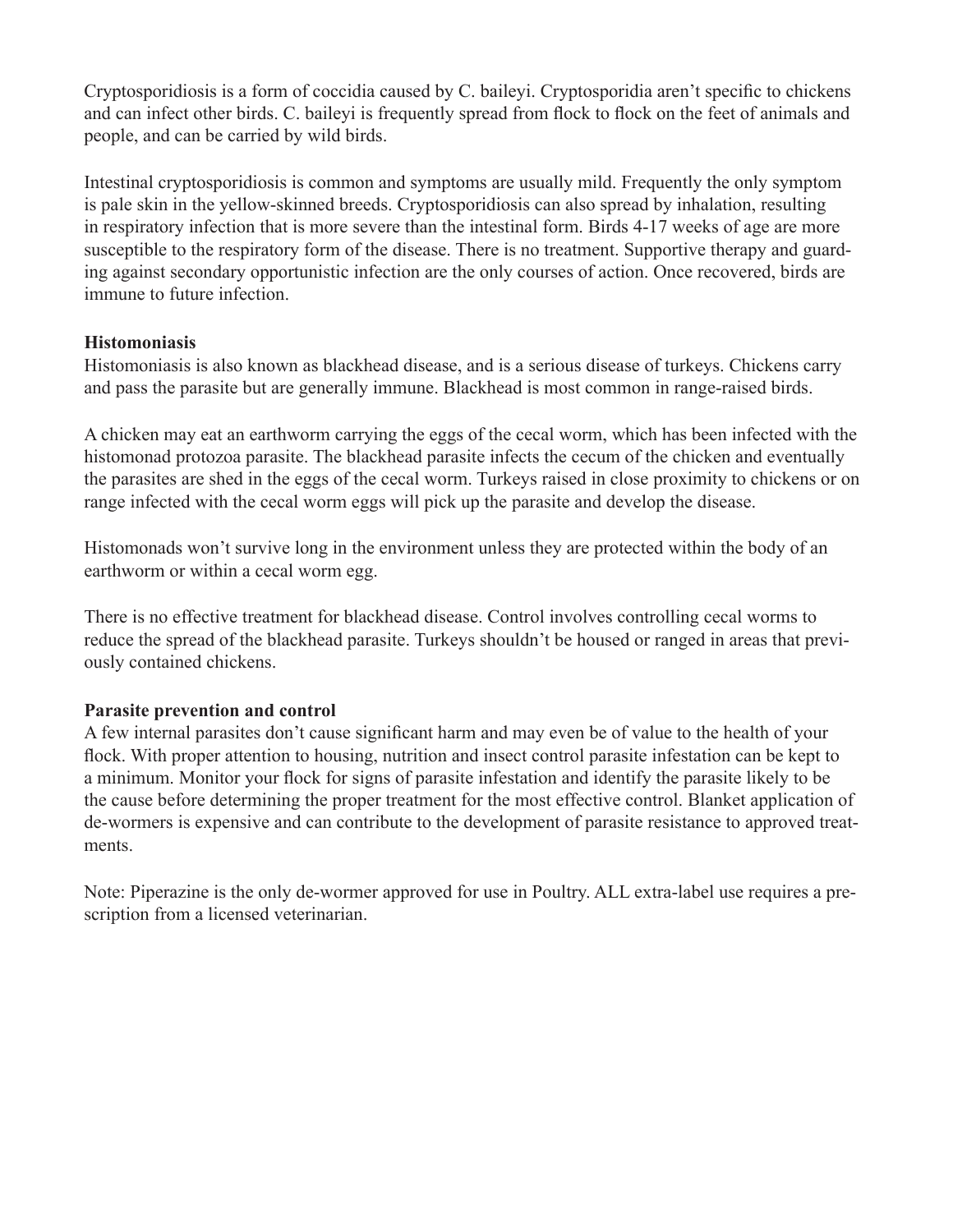Cryptosporidiosis is a form of coccidia caused by C. baileyi. Cryptosporidia aren't specific to chickens and can infect other birds. C. baileyi is frequently spread from flock to flock on the feet of animals and people, and can be carried by wild birds.

Intestinal cryptosporidiosis is common and symptoms are usually mild. Frequently the only symptom is pale skin in the yellow-skinned breeds. Cryptosporidiosis can also spread by inhalation, resulting in respiratory infection that is more severe than the intestinal form. Birds 4-17 weeks of age are more susceptible to the respiratory form of the disease. There is no treatment. Supportive therapy and guarding against secondary opportunistic infection are the only courses of action. Once recovered, birds are immune to future infection.

**Histomoniasis**

Histomoniasis is also known as blackhead disease, and is a serious disease of turkeys. Chickens carry and pass the parasite but are generally immune. Blackhead is most common in range-raised birds.

A chicken may eat an earthworm carrying the eggs of the cecal worm, which has been infected with the histomonad protozoa parasite. The blackhead parasite infects the cecum of the chicken and eventually the parasites are shed in the eggs of the cecal worm. Turkeys raised in close proximity to chickens or on range infected with the cecal worm eggs will pick up the parasite and develop the disease.

Histomonads won't survive long in the environment unless they are protected within the body of an earthworm or within a cecal worm egg.

There is no effective treatment for blackhead disease. Control involves controlling cecal worms to reduce the spread of the blackhead parasite. Turkeys shouldn't be housed or ranged in areas that previously contained chickens.

**Parasite prevention and control**

A few internal parasites don't cause significant harm and may even be of value to the health of your flock. With proper attention to housing, nutrition and insect control parasite infestation can be kept to a minimum. Monitor your flock for signs of parasite infestation and identify the parasite likely to be the cause before determining the proper treatment for the most effective control. Blanket application of de-wormers is expensive and can contribute to the development of parasite resistance to approved treatments.

Note: Piperazine is the only de-wormer approved for use in Poultry. ALL extra-label use requires a prescription from a licensed veterinarian.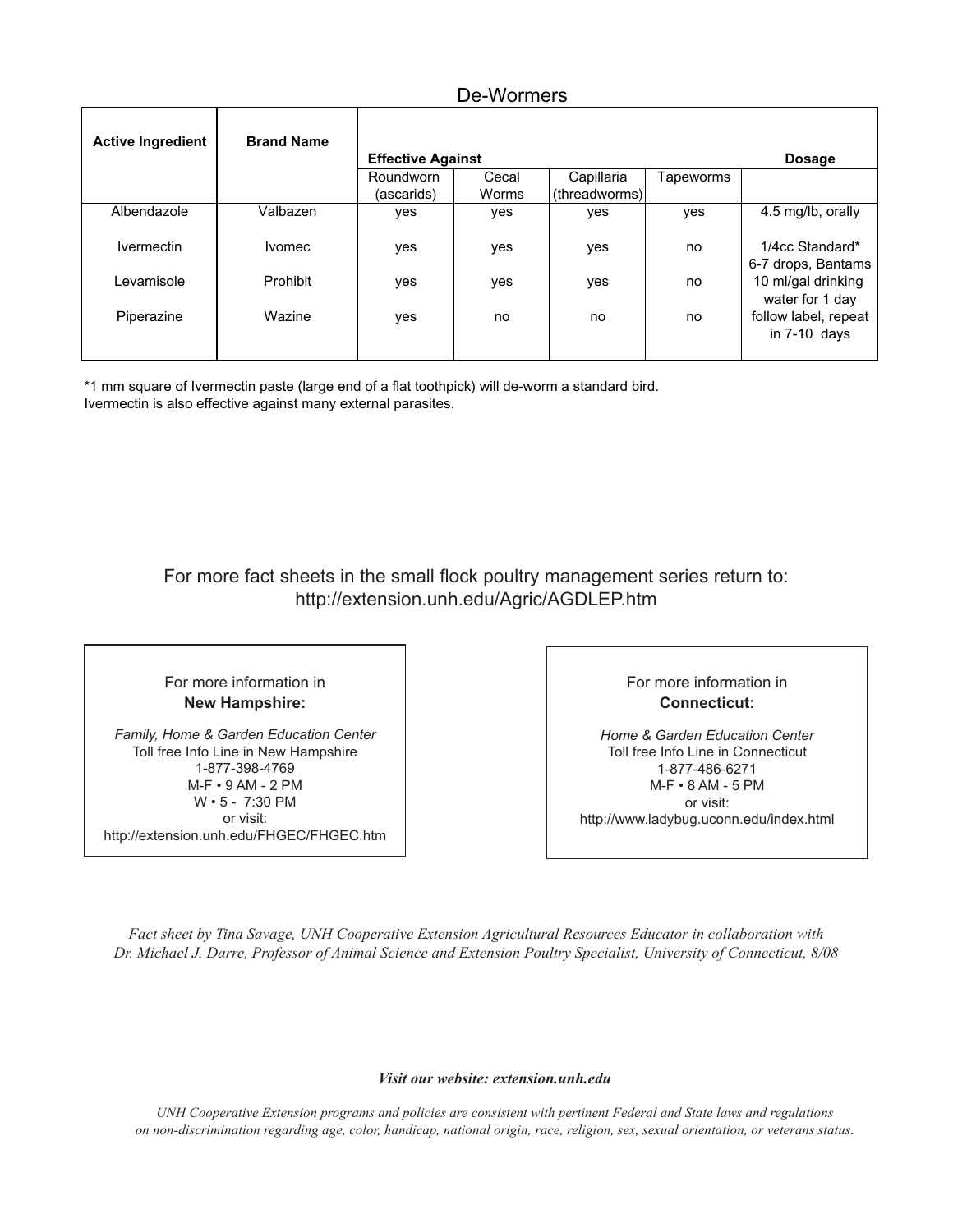## De-Wormers

| Active Ingredient | Brand Name | Effective Against | | | | Dosage |
|---|---|---|---|---|---|---|
| | | Roundworn (ascarids) | Cecal Worms | Capillaria (threadworms) | Tapeworms | |
| Albendazole | Valbazen | yes | yes | yes | yes | 4.5 mg/lb, orally |
| Ivermectin | Ivomec | yes | yes | yes | no | 1/4cc Standard* 6-7 drops, Bantams |
| Levamisole | Prohibit | yes | yes | yes | no | 10 ml/gal drinking water for 1 day |
| Piperazine | Wazine | yes | no | no | no | follow label, repeat in 7-10 days |

*1 mm square of Ivermectin paste (large end of a flat toothpick) will de-worm a standard bird.
Ivermectin is also effective against many external parasites.

For more fact sheets in the small flock poultry management series return to:
http://extension.unh.edu/Agric/AGDLEP.htm

For more information in **New Hampshire:**

*Family, Home & Garden Education Center*
Toll free Info Line in New Hampshire
1-877-398-4769
M-F • 9 AM - 2 PM
W • 5 - 7:30 PM
or visit:
http://extension.unh.edu/FHGEC/FHGEC.htm

For more information in **Connecticut:**

*Home & Garden Education Center*
Toll free Info Line in Connecticut
1-877-486-6271
M-F • 8 AM - 5 PM
or visit:
http://www.ladybug.uconn.edu/index.html

*Fact sheet by Tina Savage, UNH Cooperative Extension Agricultural Resources Educator in collaboration with Dr. Michael J. Darre, Professor of Animal Science and Extension Poultry Specialist, University of Connecticut, 8/08*

***Visit our website: extension.unh.edu***

*UNH Cooperative Extension programs and policies are consistent with pertinent Federal and State laws and regulations on non-discrimination regarding age, color, handicap, national origin, race, religion, sex, sexual orientation, or veterans status.*